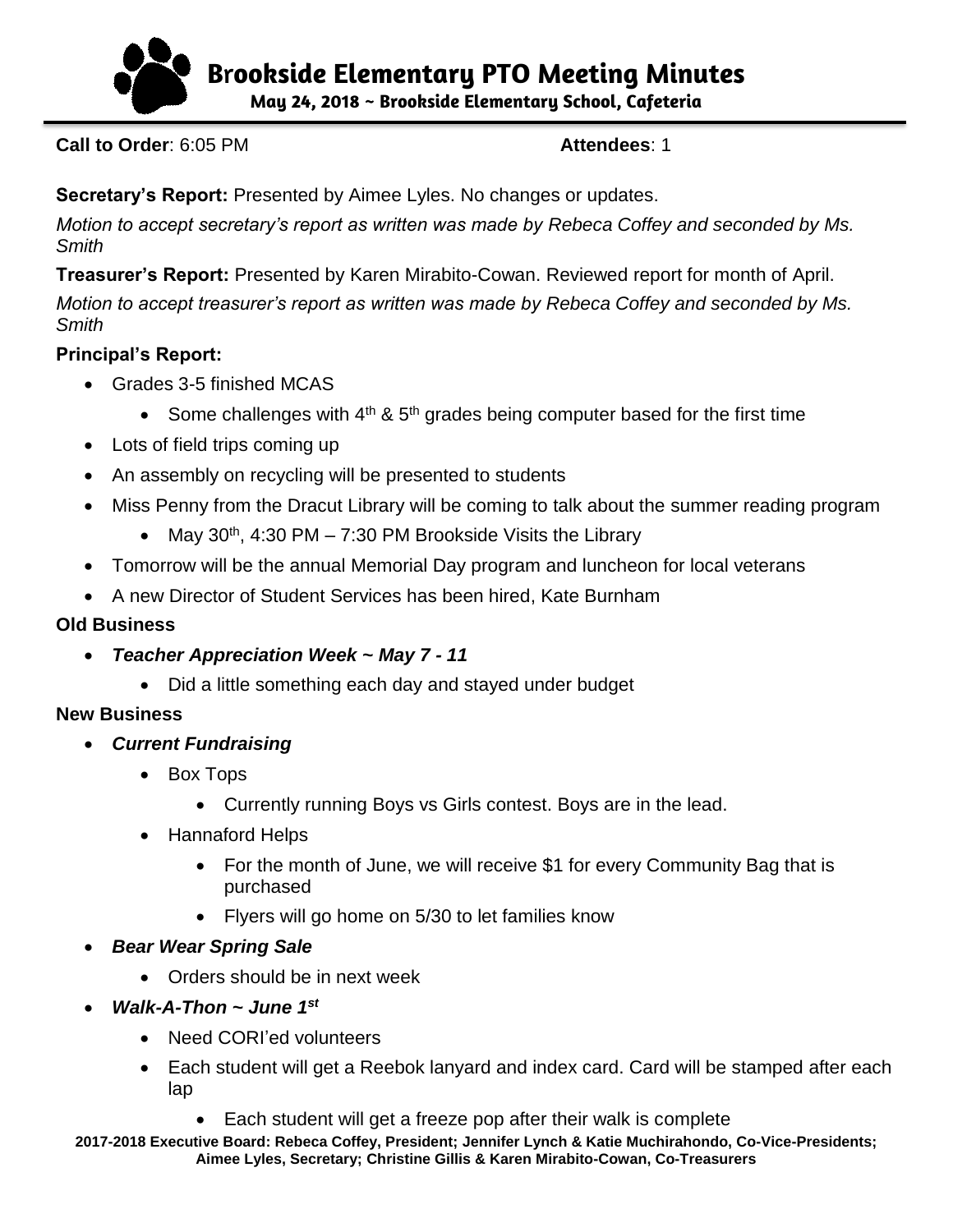# Brookside Elementary PTO Meeting Minutes

**May 24, 2018 ~ Brookside Elementary School, Cafeteria**

**Call to Order**: 6:05 PM **Attendees**: 1

**Secretary's Report:** Presented by Aimee Lyles. No changes or updates.

*Motion to accept secretary's report as written was made by Rebeca Coffey and seconded by Ms. Smith*

**Treasurer's Report:** Presented by Karen Mirabito-Cowan. Reviewed report for month of April.

*Motion to accept treasurer's report as written was made by Rebeca Coffey and seconded by Ms. Smith*

**Principal's Report:**

- Grades 3-5 finished MCAS
  - Some challenges with 4th & 5th grades being computer based for the first time
- Lots of field trips coming up
- An assembly on recycling will be presented to students
- Miss Penny from the Dracut Library will be coming to talk about the summer reading program
  - May 30th, 4:30 PM – 7:30 PM Brookside Visits the Library
- Tomorrow will be the annual Memorial Day program and luncheon for local veterans
- A new Director of Student Services has been hired, Kate Burnham

**Old Business**

- ***Teacher Appreciation Week ~ May 7 - 11***
  - Did a little something each day and stayed under budget

**New Business**

- ***Current Fundraising***
  - Box Tops
    - Currently running Boys vs Girls contest. Boys are in the lead.
  - Hannaford Helps
    - For the month of June, we will receive $1 for every Community Bag that is purchased
    - Flyers will go home on 5/30 to let families know
- ***Bear Wear Spring Sale***
  - Orders should be in next week
- ***Walk-A-Thon ~ June 1st***
  - Need CORI'ed volunteers
  - Each student will get a Reebok lanyard and index card. Card will be stamped after each lap
    - Each student will get a freeze pop after their walk is complete

**2017-2018 Executive Board: Rebeca Coffey, President; Jennifer Lynch & Katie Muchirahondo, Co-Vice-Presidents; Aimee Lyles, Secretary; Christine Gillis & Karen Mirabito-Cowan, Co-Treasurers**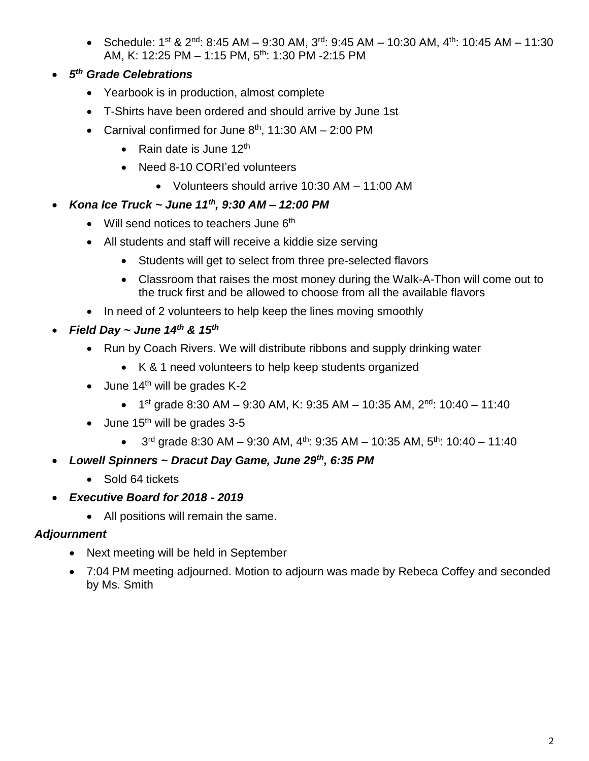- Schedule: 1st & 2nd: 8:45 AM – 9:30 AM, 3rd: 9:45 AM – 10:30 AM, 4th: 10:45 AM – 11:30 AM, K: 12:25 PM – 1:15 PM, 5th: 1:30 PM -2:15 PM

- ***5th Grade Celebrations***
    - Yearbook is in production, almost complete
    - T-Shirts have been ordered and should arrive by June 1st
    - Carnival confirmed for June 8th, 11:30 AM – 2:00 PM
        - Rain date is June 12th
        - Need 8-10 CORI'ed volunteers
            - Volunteers should arrive 10:30 AM – 11:00 AM
- ***Kona Ice Truck ~ June 11th, 9:30 AM – 12:00 PM***
    - Will send notices to teachers June 6th
    - All students and staff will receive a kiddie size serving
        - Students will get to select from three pre-selected flavors
        - Classroom that raises the most money during the Walk-A-Thon will come out to the truck first and be allowed to choose from all the available flavors
    - In need of 2 volunteers to help keep the lines moving smoothly
- ***Field Day ~ June 14th & 15th***
    - Run by Coach Rivers. We will distribute ribbons and supply drinking water
        - K & 1 need volunteers to help keep students organized
    - June 14th will be grades K-2
        - 1st grade 8:30 AM – 9:30 AM, K: 9:35 AM – 10:35 AM, 2nd: 10:40 – 11:40
    - June 15th will be grades 3-5
        - 3rd grade 8:30 AM – 9:30 AM, 4th: 9:35 AM – 10:35 AM, 5th: 10:40 – 11:40
- ***Lowell Spinners ~ Dracut Day Game, June 29th, 6:35 PM***
    - Sold 64 tickets
- ***Executive Board for 2018 - 2019***
    - All positions will remain the same.

***Adjournment***

- Next meeting will be held in September
- 7:04 PM meeting adjourned. Motion to adjourn was made by Rebeca Coffey and seconded by Ms. Smith